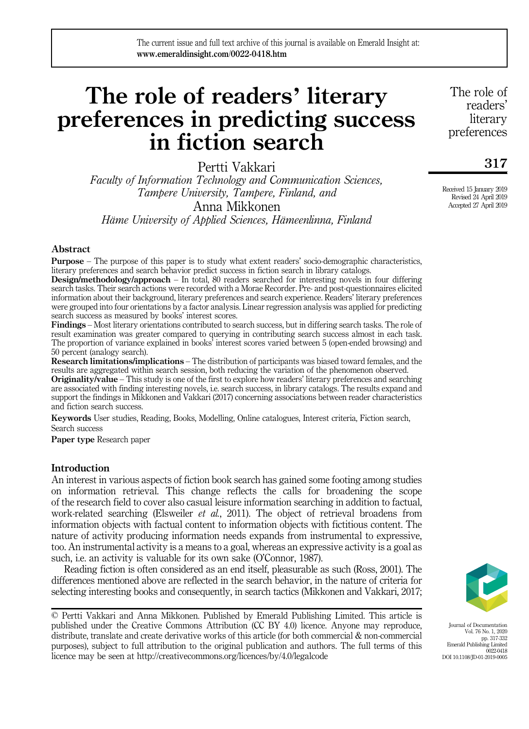The current issue and full text archive of this journal is available on Emerald Insight at: www.emeraldinsight.com/0022-0418.htm

# The role of readers' literary preferences in predicting success in fiction search

Pertti Vakkari

*Faculty of Information Technology and Communication Sciences, Tampere University, Tampere, Finland, and*

Anna Mikkonen

*Häme University of Applied Sciences, Hämeenlinna, Finland*

Received 15 January 2019
Revised 24 April 2019
Accepted 27 April 2019

## Abstract

**Purpose** – The purpose of this paper is to study what extent readers' socio-demographic characteristics, literary preferences and search behavior predict success in fiction search in library catalogs.

**Design/methodology/approach** – In total, 80 readers searched for interesting novels in four differing search tasks. Their search actions were recorded with a Morae Recorder. Pre- and post-questionnaires elicited information about their background, literary preferences and search experience. Readers' literary preferences were grouped into four orientations by a factor analysis. Linear regression analysis was applied for predicting search success as measured by books' interest scores.

**Findings** – Most literary orientations contributed to search success, but in differing search tasks. The role of result examination was greater compared to querying in contributing search success almost in each task. The proportion of variance explained in books' interest scores varied between 5 (open-ended browsing) and 50 percent (analogy search).

**Research limitations/implications** – The distribution of participants was biased toward females, and the results are aggregated within search session, both reducing the variation of the phenomenon observed.

**Originality/value** – This study is one of the first to explore how readers' literary preferences and searching are associated with finding interesting novels, i.e. search success, in library catalogs. The results expand and support the findings in Mikkonen and Vakkari (2017) concerning associations between reader characteristics and fiction search success.

**Keywords** User studies, Reading, Books, Modelling, Online catalogues, Interest criteria, Fiction search, Search success

**Paper type** Research paper

## Introduction

An interest in various aspects of fiction book search has gained some footing among studies on information retrieval. This change reflects the calls for broadening the scope of the research field to cover also casual leisure information searching in addition to factual, work-related searching (Elsweiler *et al.*, 2011). The object of retrieval broadens from information objects with factual content to information objects with fictitious content. The nature of activity producing information needs expands from instrumental to expressive, too. An instrumental activity is a means to a goal, whereas an expressive activity is a goal as such, i.e. an activity is valuable for its own sake (O'Connor, 1987).

Reading fiction is often considered as an end itself, pleasurable as such (Ross, 2001). The differences mentioned above are reflected in the search behavior, in the nature of criteria for selecting interesting books and consequently, in search tactics (Mikkonen and Vakkari, 2017;

© Pertti Vakkari and Anna Mikkonen. Published by Emerald Publishing Limited. This article is published under the Creative Commons Attribution (CC BY 4.0) licence. Anyone may reproduce, distribute, translate and create derivative works of this article (for both commercial & non-commercial purposes), subject to full attribution to the original publication and authors. The full terms of this licence may be seen at http://creativecommons.org/licences/by/4.0/legalcode

Journal of Documentation
Vol. 76 No. 1, 2020
pp. 317-332
Emerald Publishing Limited
0022-0418
DOI 10.1108/JD-01-2019-0005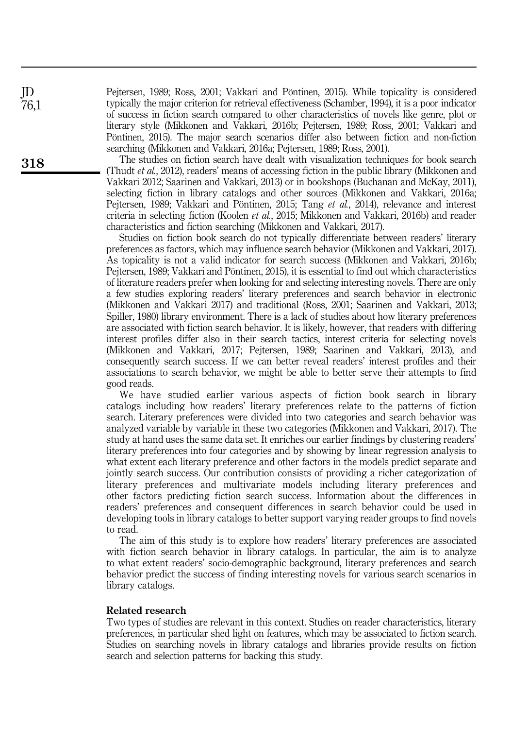Pejtersen, 1989; Ross, 2001; Vakkari and Pöntinen, 2015). While topicality is considered typically the major criterion for retrieval effectiveness (Schamber, 1994), it is a poor indicator of success in fiction search compared to other characteristics of novels like genre, plot or literary style (Mikkonen and Vakkari, 2016b; Pejtersen, 1989; Ross, 2001; Vakkari and Pöntinen, 2015). The major search scenarios differ also between fiction and non-fiction searching (Mikkonen and Vakkari, 2016a; Pejtersen, 1989; Ross, 2001).

The studies on fiction search have dealt with visualization techniques for book search (Thudt *et al.*, 2012), readers' means of accessing fiction in the public library (Mikkonen and Vakkari 2012; Saarinen and Vakkari, 2013) or in bookshops (Buchanan and McKay, 2011), selecting fiction in library catalogs and other sources (Mikkonen and Vakkari, 2016a; Pejtersen, 1989; Vakkari and Pöntinen, 2015; Tang *et al.*, 2014), relevance and interest criteria in selecting fiction (Koolen *et al.*, 2015; Mikkonen and Vakkari, 2016b) and reader characteristics and fiction searching (Mikkonen and Vakkari, 2017).

Studies on fiction book search do not typically differentiate between readers' literary preferences as factors, which may influence search behavior (Mikkonen and Vakkari, 2017). As topicality is not a valid indicator for search success (Mikkonen and Vakkari, 2016b; Pejtersen, 1989; Vakkari and Pöntinen, 2015), it is essential to find out which characteristics of literature readers prefer when looking for and selecting interesting novels. There are only a few studies exploring readers' literary preferences and search behavior in electronic (Mikkonen and Vakkari 2017) and traditional (Ross, 2001; Saarinen and Vakkari, 2013; Spiller, 1980) library environment. There is a lack of studies about how literary preferences are associated with fiction search behavior. It is likely, however, that readers with differing interest profiles differ also in their search tactics, interest criteria for selecting novels (Mikkonen and Vakkari, 2017; Pejtersen, 1989; Saarinen and Vakkari, 2013), and consequently search success. If we can better reveal readers' interest profiles and their associations to search behavior, we might be able to better serve their attempts to find good reads.

We have studied earlier various aspects of fiction book search in library catalogs including how readers' literary preferences relate to the patterns of fiction search. Literary preferences were divided into two categories and search behavior was analyzed variable by variable in these two categories (Mikkonen and Vakkari, 2017). The study at hand uses the same data set. It enriches our earlier findings by clustering readers' literary preferences into four categories and by showing by linear regression analysis to what extent each literary preference and other factors in the models predict separate and jointly search success. Our contribution consists of providing a richer categorization of literary preferences and multivariate models including literary preferences and other factors predicting fiction search success. Information about the differences in readers' preferences and consequent differences in search behavior could be used in developing tools in library catalogs to better support varying reader groups to find novels to read.

The aim of this study is to explore how readers' literary preferences are associated with fiction search behavior in library catalogs. In particular, the aim is to analyze to what extent readers' socio-demographic background, literary preferences and search behavior predict the success of finding interesting novels for various search scenarios in library catalogs.

## Related research

Two types of studies are relevant in this context. Studies on reader characteristics, literary preferences, in particular shed light on features, which may be associated to fiction search. Studies on searching novels in library catalogs and libraries provide results on fiction search and selection patterns for backing this study.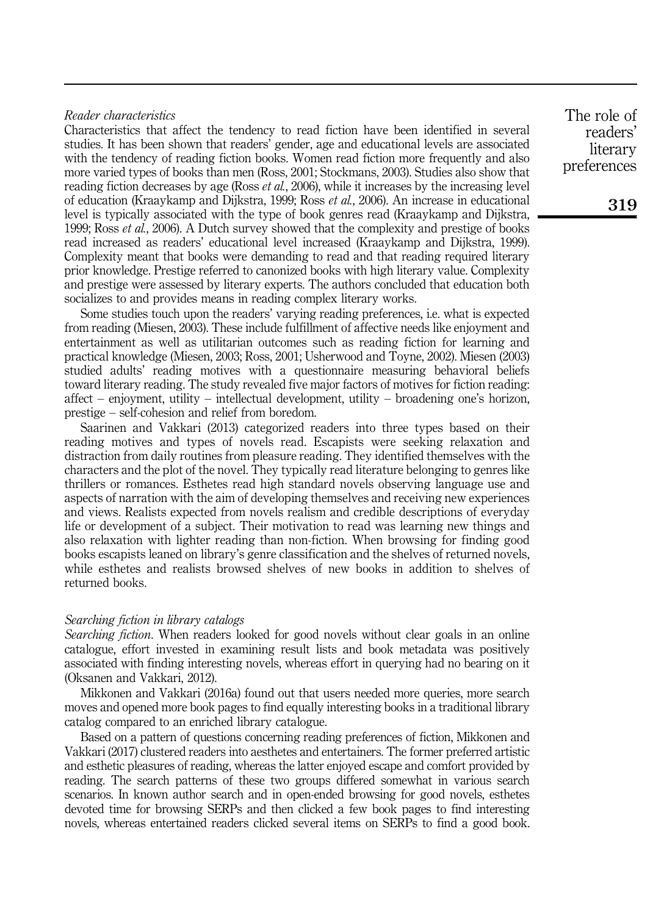### *Reader characteristics*

Characteristics that affect the tendency to read fiction have been identified in several studies. It has been shown that readers' gender, age and educational levels are associated with the tendency of reading fiction books. Women read fiction more frequently and also more varied types of books than men (Ross, 2001; Stockmans, 2003). Studies also show that reading fiction decreases by age (Ross *et al.*, 2006), while it increases by the increasing level of education (Kraaykamp and Dijkstra, 1999; Ross *et al.*, 2006). An increase in educational level is typically associated with the type of book genres read (Kraaykamp and Dijkstra, 1999; Ross *et al.*, 2006). A Dutch survey showed that the complexity and prestige of books read increased as readers' educational level increased (Kraaykamp and Dijkstra, 1999). Complexity meant that books were demanding to read and that reading required literary prior knowledge. Prestige referred to canonized books with high literary value. Complexity and prestige were assessed by literary experts. The authors concluded that education both socializes to and provides means in reading complex literary works.

Some studies touch upon the readers' varying reading preferences, i.e. what is expected from reading (Miesen, 2003). These include fulfillment of affective needs like enjoyment and entertainment as well as utilitarian outcomes such as reading fiction for learning and practical knowledge (Miesen, 2003; Ross, 2001; Usherwood and Toyne, 2002). Miesen (2003) studied adults' reading motives with a questionnaire measuring behavioral beliefs toward literary reading. The study revealed five major factors of motives for fiction reading: affect – enjoyment, utility – intellectual development, utility – broadening one's horizon, prestige – self-cohesion and relief from boredom.

Saarinen and Vakkari (2013) categorized readers into three types based on their reading motives and types of novels read. Escapists were seeking relaxation and distraction from daily routines from pleasure reading. They identified themselves with the characters and the plot of the novel. They typically read literature belonging to genres like thrillers or romances. Esthetes read high standard novels observing language use and aspects of narration with the aim of developing themselves and receiving new experiences and views. Realists expected from novels realism and credible descriptions of everyday life or development of a subject. Their motivation to read was learning new things and also relaxation with lighter reading than non-fiction. When browsing for finding good books escapists leaned on library's genre classification and the shelves of returned novels, while esthetes and realists browsed shelves of new books in addition to shelves of returned books.

### *Searching fiction in library catalogs*

*Searching fiction.* When readers looked for good novels without clear goals in an online catalogue, effort invested in examining result lists and book metadata was positively associated with finding interesting novels, whereas effort in querying had no bearing on it (Oksanen and Vakkari, 2012).

Mikkonen and Vakkari (2016a) found out that users needed more queries, more search moves and opened more book pages to find equally interesting books in a traditional library catalog compared to an enriched library catalogue.

Based on a pattern of questions concerning reading preferences of fiction, Mikkonen and Vakkari (2017) clustered readers into aesthetes and entertainers. The former preferred artistic and esthetic pleasures of reading, whereas the latter enjoyed escape and comfort provided by reading. The search patterns of these two groups differed somewhat in various search scenarios. In known author search and in open-ended browsing for good novels, esthetes devoted time for browsing SERPs and then clicked a few book pages to find interesting novels, whereas entertained readers clicked several items on SERPs to find a good book.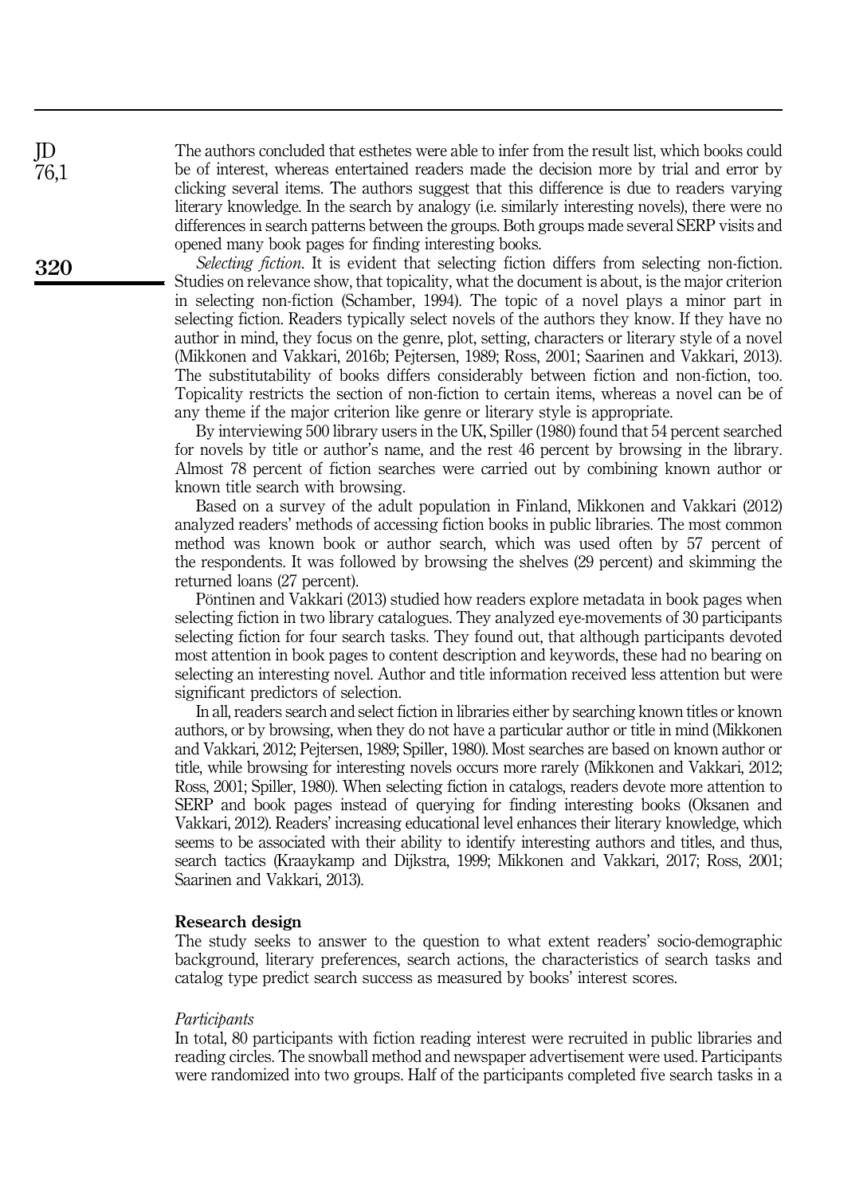The authors concluded that esthetes were able to infer from the result list, which books could be of interest, whereas entertained readers made the decision more by trial and error by clicking several items. The authors suggest that this difference is due to readers varying literary knowledge. In the search by analogy (i.e. similarly interesting novels), there were no differences in search patterns between the groups. Both groups made several SERP visits and opened many book pages for finding interesting books.

*Selecting fiction*. It is evident that selecting fiction differs from selecting non-fiction. Studies on relevance show, that topicality, what the document is about, is the major criterion in selecting non-fiction (Schamber, 1994). The topic of a novel plays a minor part in selecting fiction. Readers typically select novels of the authors they know. If they have no author in mind, they focus on the genre, plot, setting, characters or literary style of a novel (Mikkonen and Vakkari, 2016b; Pejtersen, 1989; Ross, 2001; Saarinen and Vakkari, 2013). The substitutability of books differs considerably between fiction and non-fiction, too. Topicality restricts the section of non-fiction to certain items, whereas a novel can be of any theme if the major criterion like genre or literary style is appropriate.

By interviewing 500 library users in the UK, Spiller (1980) found that 54 percent searched for novels by title or author's name, and the rest 46 percent by browsing in the library. Almost 78 percent of fiction searches were carried out by combining known author or known title search with browsing.

Based on a survey of the adult population in Finland, Mikkonen and Vakkari (2012) analyzed readers' methods of accessing fiction books in public libraries. The most common method was known book or author search, which was used often by 57 percent of the respondents. It was followed by browsing the shelves (29 percent) and skimming the returned loans (27 percent).

Pöntinen and Vakkari (2013) studied how readers explore metadata in book pages when selecting fiction in two library catalogues. They analyzed eye-movements of 30 participants selecting fiction for four search tasks. They found out, that although participants devoted most attention in book pages to content description and keywords, these had no bearing on selecting an interesting novel. Author and title information received less attention but were significant predictors of selection.

In all, readers search and select fiction in libraries either by searching known titles or known authors, or by browsing, when they do not have a particular author or title in mind (Mikkonen and Vakkari, 2012; Pejtersen, 1989; Spiller, 1980). Most searches are based on known author or title, while browsing for interesting novels occurs more rarely (Mikkonen and Vakkari, 2012; Ross, 2001; Spiller, 1980). When selecting fiction in catalogs, readers devote more attention to SERP and book pages instead of querying for finding interesting books (Oksanen and Vakkari, 2012). Readers' increasing educational level enhances their literary knowledge, which seems to be associated with their ability to identify interesting authors and titles, and thus, search tactics (Kraaykamp and Dijkstra, 1999; Mikkonen and Vakkari, 2017; Ross, 2001; Saarinen and Vakkari, 2013).

## Research design

The study seeks to answer to the question to what extent readers' socio-demographic background, literary preferences, search actions, the characteristics of search tasks and catalog type predict search success as measured by books' interest scores.

### *Participants*

In total, 80 participants with fiction reading interest were recruited in public libraries and reading circles. The snowball method and newspaper advertisement were used. Participants were randomized into two groups. Half of the participants completed five search tasks in a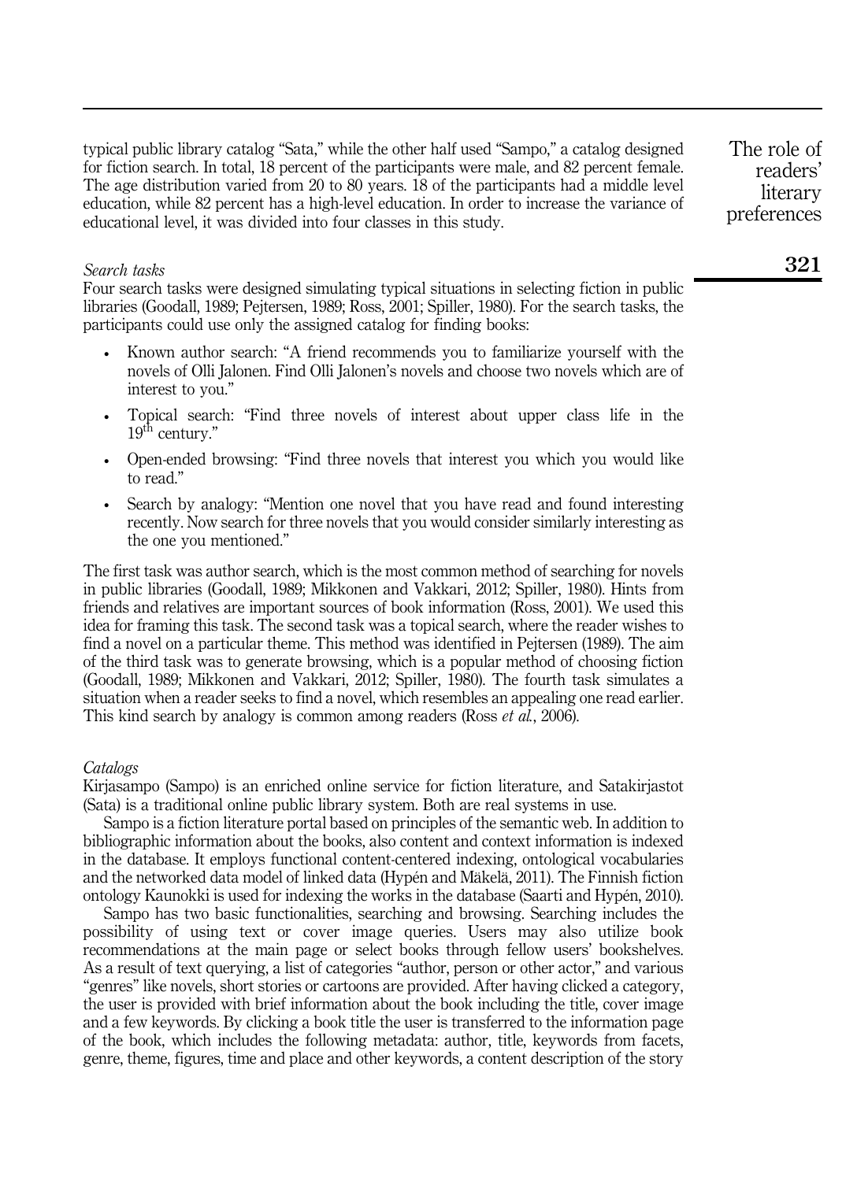typical public library catalog "Sata," while the other half used "Sampo," a catalog designed for fiction search. In total, 18 percent of the participants were male, and 82 percent female. The age distribution varied from 20 to 80 years. 18 of the participants had a middle level education, while 82 percent has a high-level education. In order to increase the variance of educational level, it was divided into four classes in this study.

### *Search tasks*

Four search tasks were designed simulating typical situations in selecting fiction in public libraries (Goodall, 1989; Pejtersen, 1989; Ross, 2001; Spiller, 1980). For the search tasks, the participants could use only the assigned catalog for finding books:

- Known author search: "A friend recommends you to familiarize yourself with the novels of Olli Jalonen. Find Olli Jalonen's novels and choose two novels which are of interest to you."
- Topical search: "Find three novels of interest about upper class life in the 19th century."
- Open-ended browsing: "Find three novels that interest you which you would like to read."
- Search by analogy: "Mention one novel that you have read and found interesting recently. Now search for three novels that you would consider similarly interesting as the one you mentioned."

The first task was author search, which is the most common method of searching for novels in public libraries (Goodall, 1989; Mikkonen and Vakkari, 2012; Spiller, 1980). Hints from friends and relatives are important sources of book information (Ross, 2001). We used this idea for framing this task. The second task was a topical search, where the reader wishes to find a novel on a particular theme. This method was identified in Pejtersen (1989). The aim of the third task was to generate browsing, which is a popular method of choosing fiction (Goodall, 1989; Mikkonen and Vakkari, 2012; Spiller, 1980). The fourth task simulates a situation when a reader seeks to find a novel, which resembles an appealing one read earlier. This kind search by analogy is common among readers (Ross *et al.*, 2006).

### *Catalogs*

Kirjasampo (Sampo) is an enriched online service for fiction literature, and Satakirjastot (Sata) is a traditional online public library system. Both are real systems in use.

Sampo is a fiction literature portal based on principles of the semantic web. In addition to bibliographic information about the books, also content and context information is indexed in the database. It employs functional content-centered indexing, ontological vocabularies and the networked data model of linked data (Hypén and Mäkelä, 2011). The Finnish fiction ontology Kaunokki is used for indexing the works in the database (Saarti and Hypén, 2010).

Sampo has two basic functionalities, searching and browsing. Searching includes the possibility of using text or cover image queries. Users may also utilize book recommendations at the main page or select books through fellow users' bookshelves. As a result of text querying, a list of categories "author, person or other actor," and various "genres" like novels, short stories or cartoons are provided. After having clicked a category, the user is provided with brief information about the book including the title, cover image and a few keywords. By clicking a book title the user is transferred to the information page of the book, which includes the following metadata: author, title, keywords from facets, genre, theme, figures, time and place and other keywords, a content description of the story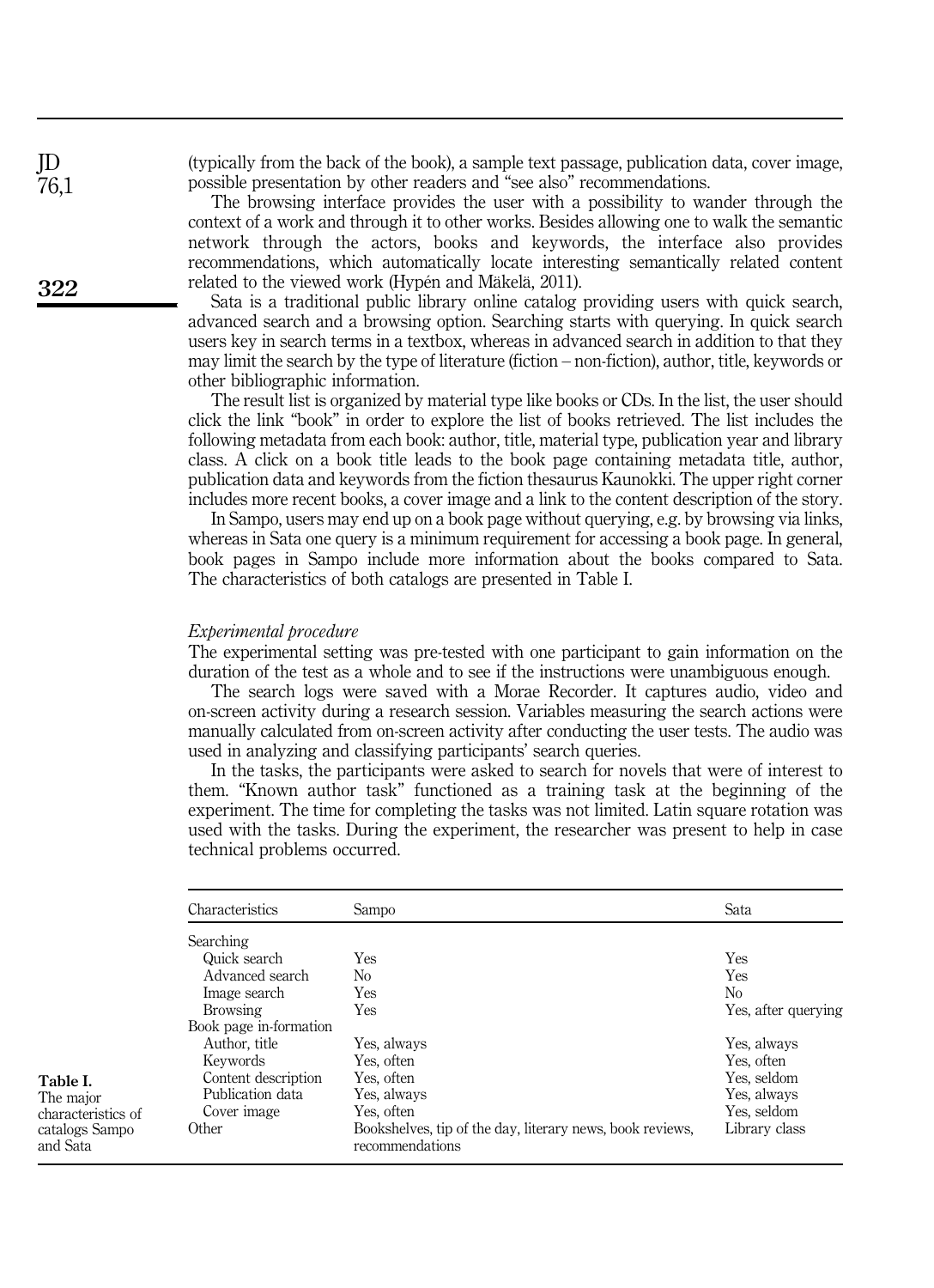(typically from the back of the book), a sample text passage, publication data, cover image, possible presentation by other readers and "see also" recommendations.

The browsing interface provides the user with a possibility to wander through the context of a work and through it to other works. Besides allowing one to walk the semantic network through the actors, books and keywords, the interface also provides recommendations, which automatically locate interesting semantically related content related to the viewed work (Hypén and Mäkelä, 2011).

Sata is a traditional public library online catalog providing users with quick search, advanced search and a browsing option. Searching starts with querying. In quick search users key in search terms in a textbox, whereas in advanced search in addition to that they may limit the search by the type of literature (fiction – non-fiction), author, title, keywords or other bibliographic information.

The result list is organized by material type like books or CDs. In the list, the user should click the link "book" in order to explore the list of books retrieved. The list includes the following metadata from each book: author, title, material type, publication year and library class. A click on a book title leads to the book page containing metadata title, author, publication data and keywords from the fiction thesaurus Kaunokki. The upper right corner includes more recent books, a cover image and a link to the content description of the story.

In Sampo, users may end up on a book page without querying, e.g. by browsing via links, whereas in Sata one query is a minimum requirement for accessing a book page. In general, book pages in Sampo include more information about the books compared to Sata. The characteristics of both catalogs are presented in Table I.

*Experimental procedure*

The experimental setting was pre-tested with one participant to gain information on the duration of the test as a whole and to see if the instructions were unambiguous enough.

The search logs were saved with a Morae Recorder. It captures audio, video and on-screen activity during a research session. Variables measuring the search actions were manually calculated from on-screen activity after conducting the user tests. The audio was used in analyzing and classifying participants' search queries.

In the tasks, the participants were asked to search for novels that were of interest to them. "Known author task" functioned as a training task at the beginning of the experiment. The time for completing the tasks was not limited. Latin square rotation was used with the tasks. During the experiment, the researcher was present to help in case technical problems occurred.

**Table I.** The major characteristics of catalogs Sampo and Sata

| Characteristics | Sampo | Sata |
|---|---|---|
| Searching | | |
| Quick search | Yes | Yes |
| Advanced search | No | Yes |
| Image search | Yes | No |
| Browsing | Yes | Yes, after querying |
| Book page in-formation | | |
| Author, title | Yes, always | Yes, always |
| Keywords | Yes, often | Yes, often |
| Content description | Yes, often | Yes, seldom |
| Publication data | Yes, always | Yes, always |
| Cover image | Yes, often | Yes, seldom |
| Other | Bookshelves, tip of the day, literary news, book reviews, recommendations | Library class |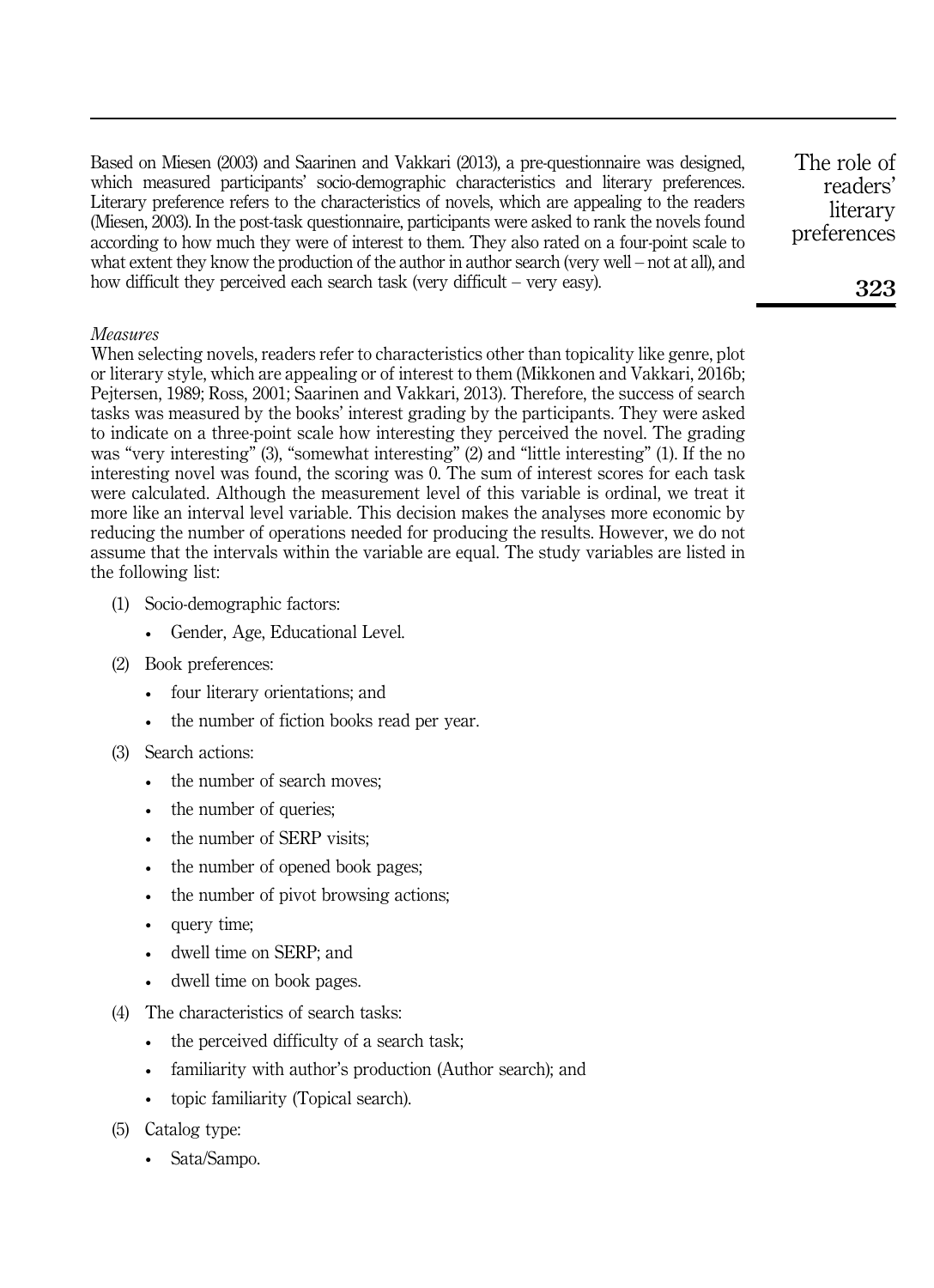Based on Miesen (2003) and Saarinen and Vakkari (2013), a pre-questionnaire was designed, which measured participants' socio-demographic characteristics and literary preferences. Literary preference refers to the characteristics of novels, which are appealing to the readers (Miesen, 2003). In the post-task questionnaire, participants were asked to rank the novels found according to how much they were of interest to them. They also rated on a four-point scale to what extent they know the production of the author in author search (very well – not at all), and how difficult they perceived each search task (very difficult – very easy).

*Measures*

When selecting novels, readers refer to characteristics other than topicality like genre, plot or literary style, which are appealing or of interest to them (Mikkonen and Vakkari, 2016b; Pejtersen, 1989; Ross, 2001; Saarinen and Vakkari, 2013). Therefore, the success of search tasks was measured by the books' interest grading by the participants. They were asked to indicate on a three-point scale how interesting they perceived the novel. The grading was "very interesting" (3), "somewhat interesting" (2) and "little interesting" (1). If the no interesting novel was found, the scoring was 0. The sum of interest scores for each task were calculated. Although the measurement level of this variable is ordinal, we treat it more like an interval level variable. This decision makes the analyses more economic by reducing the number of operations needed for producing the results. However, we do not assume that the intervals within the variable are equal. The study variables are listed in the following list:

(1) Socio-demographic factors:
   - Gender, Age, Educational Level.

(2) Book preferences:
   - four literary orientations; and
   - the number of fiction books read per year.

(3) Search actions:
   - the number of search moves;
   - the number of queries;
   - the number of SERP visits;
   - the number of opened book pages;
   - the number of pivot browsing actions;
   - query time;
   - dwell time on SERP; and
   - dwell time on book pages.

(4) The characteristics of search tasks:
   - the perceived difficulty of a search task;
   - familiarity with author's production (Author search); and
   - topic familiarity (Topical search).

(5) Catalog type:
   - Sata/Sampo.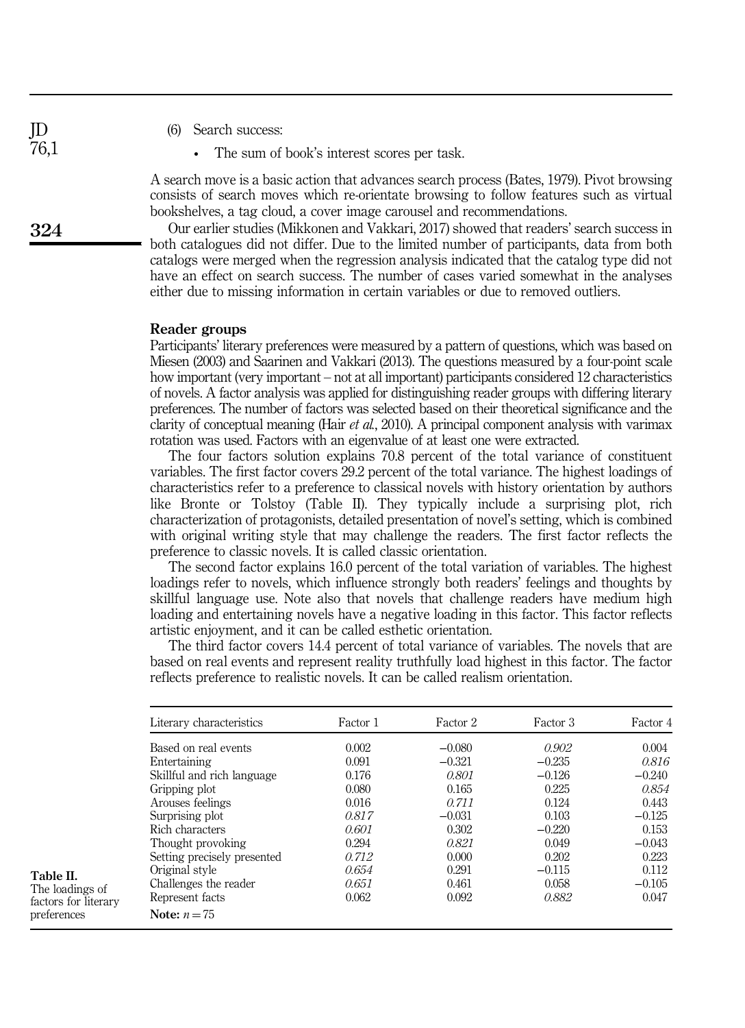(6) Search success:

- The sum of book's interest scores per task.

A search move is a basic action that advances search process (Bates, 1979). Pivot browsing consists of search moves which re-orientate browsing to follow features such as virtual bookshelves, a tag cloud, a cover image carousel and recommendations.

Our earlier studies (Mikkonen and Vakkari, 2017) showed that readers' search success in both catalogues did not differ. Due to the limited number of participants, data from both catalogs were merged when the regression analysis indicated that the catalog type did not have an effect on search success. The number of cases varied somewhat in the analyses either due to missing information in certain variables or due to removed outliers.

## Reader groups

Participants' literary preferences were measured by a pattern of questions, which was based on Miesen (2003) and Saarinen and Vakkari (2013). The questions measured by a four-point scale how important (very important – not at all important) participants considered 12 characteristics of novels. A factor analysis was applied for distinguishing reader groups with differing literary preferences. The number of factors was selected based on their theoretical significance and the clarity of conceptual meaning (Hair *et al.*, 2010). A principal component analysis with varimax rotation was used. Factors with an eigenvalue of at least one were extracted.

The four factors solution explains 70.8 percent of the total variance of constituent variables. The first factor covers 29.2 percent of the total variance. The highest loadings of characteristics refer to a preference to classical novels with history orientation by authors like Bronte or Tolstoy (Table II). They typically include a surprising plot, rich characterization of protagonists, detailed presentation of novel's setting, which is combined with original writing style that may challenge the readers. The first factor reflects the preference to classic novels. It is called classic orientation.

The second factor explains 16.0 percent of the total variation of variables. The highest loadings refer to novels, which influence strongly both readers' feelings and thoughts by skillful language use. Note also that novels that challenge readers have medium high loading and entertaining novels have a negative loading in this factor. This factor reflects artistic enjoyment, and it can be called esthetic orientation.

The third factor covers 14.4 percent of total variance of variables. The novels that are based on real events and represent reality truthfully load highest in this factor. The factor reflects preference to realistic novels. It can be called realism orientation.

**Table II.** The loadings of factors for literary preferences

| Literary characteristics | Factor 1 | Factor 2 | Factor 3 | Factor 4 |
|---|---|---|---|---|
| Based on real events | 0.002 | −0.080 | *0.902* | 0.004 |
| Entertaining | 0.091 | −0.321 | −0.235 | *0.816* |
| Skillful and rich language | 0.176 | *0.801* | −0.126 | −0.240 |
| Gripping plot | 0.080 | 0.165 | 0.225 | *0.854* |
| Arouses feelings | 0.016 | *0.711* | 0.124 | 0.443 |
| Surprising plot | *0.817* | −0.031 | 0.103 | −0.125 |
| Rich characters | *0.601* | 0.302 | −0.220 | 0.153 |
| Thought provoking | 0.294 | *0.821* | 0.049 | −0.043 |
| Setting precisely presented | *0.712* | 0.000 | 0.202 | 0.223 |
| Original style | *0.654* | 0.291 | −0.115 | 0.112 |
| Challenges the reader | *0.651* | 0.461 | 0.058 | −0.105 |
| Represent facts | 0.062 | 0.092 | *0.882* | 0.047 |

**Note:** $n = 75$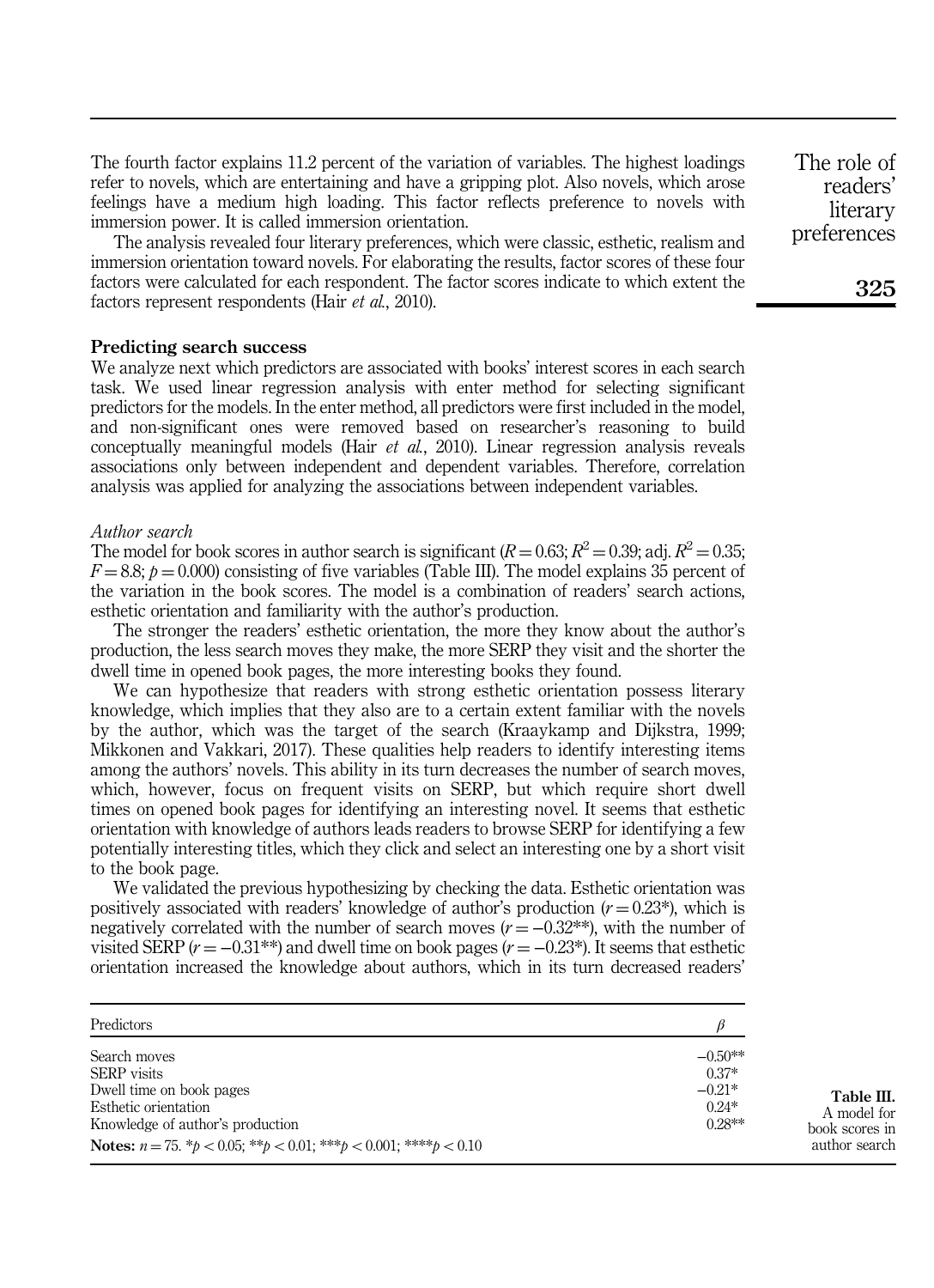The fourth factor explains 11.2 percent of the variation of variables. The highest loadings refer to novels, which are entertaining and have a gripping plot. Also novels, which arose feelings have a medium high loading. This factor reflects preference to novels with immersion power. It is called immersion orientation.

The analysis revealed four literary preferences, which were classic, esthetic, realism and immersion orientation toward novels. For elaborating the results, factor scores of these four factors were calculated for each respondent. The factor scores indicate to which extent the factors represent respondents (Hair *et al.*, 2010).

## Predicting search success

We analyze next which predictors are associated with books' interest scores in each search task. We used linear regression analysis with enter method for selecting significant predictors for the models. In the enter method, all predictors were first included in the model, and non-significant ones were removed based on researcher's reasoning to build conceptually meaningful models (Hair *et al.*, 2010). Linear regression analysis reveals associations only between independent and dependent variables. Therefore, correlation analysis was applied for analyzing the associations between independent variables.

### *Author search*

The model for book scores in author search is significant ($R = 0.63$; $R^2 = 0.39$; adj. $R^2 = 0.35$; $F = 8.8$; $p = 0.000$) consisting of five variables (Table III). The model explains 35 percent of the variation in the book scores. The model is a combination of readers' search actions, esthetic orientation and familiarity with the author's production.

The stronger the readers' esthetic orientation, the more they know about the author's production, the less search moves they make, the more SERP they visit and the shorter the dwell time in opened book pages, the more interesting books they found.

We can hypothesize that readers with strong esthetic orientation possess literary knowledge, which implies that they also are to a certain extent familiar with the novels by the author, which was the target of the search (Kraaykamp and Dijkstra, 1999; Mikkonen and Vakkari, 2017). These qualities help readers to identify interesting items among the authors' novels. This ability in its turn decreases the number of search moves, which, however, focus on frequent visits on SERP, but which require short dwell times on opened book pages for identifying an interesting novel. It seems that esthetic orientation with knowledge of authors leads readers to browse SERP for identifying a few potentially interesting titles, which they click and select an interesting one by a short visit to the book page.

We validated the previous hypothesizing by checking the data. Esthetic orientation was positively associated with readers' knowledge of author's production ($r = 0.23$*), which is negatively correlated with the number of search moves ($r = -0.32$**), with the number of visited SERP ($r = -0.31$**) and dwell time on book pages ($r = -0.23$*). It seems that esthetic orientation increased the knowledge about authors, which in its turn decreased readers'

| Predictors | $\beta$ |
|---|---|
| Search moves | −0.50** |
| SERP visits | 0.37* |
| Dwell time on book pages | −0.21* |
| Esthetic orientation | 0.24* |
| Knowledge of author's production | 0.28** |

**Notes:** $n = 75$. *$p < 0.05$; **$p < 0.01$; ***$p < 0.001$; ****$p < 0.10$

**Table III.** A model for book scores in author search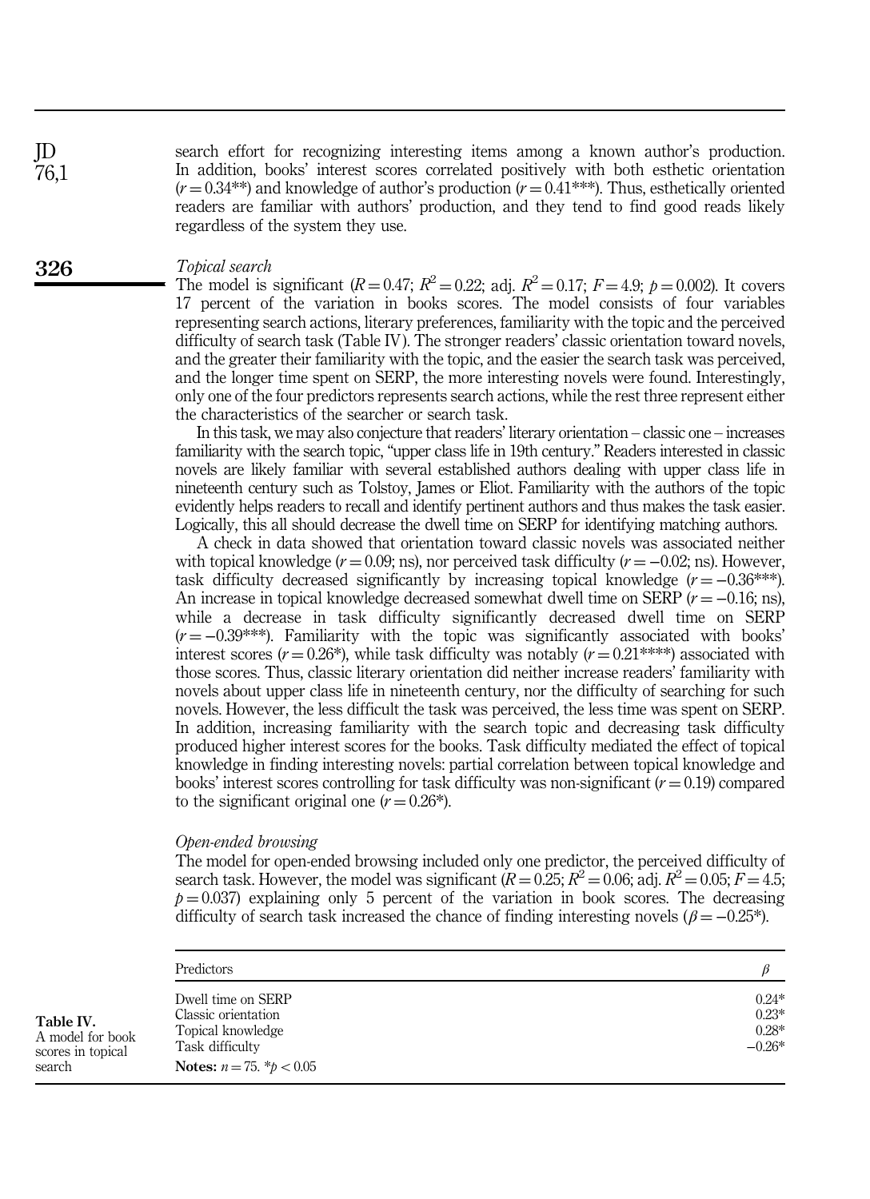search effort for recognizing interesting items among a known author's production. In addition, books' interest scores correlated positively with both esthetic orientation ($r = 0.34$**) and knowledge of author's production ($r = 0.41$***). Thus, esthetically oriented readers are familiar with authors' production, and they tend to find good reads likely regardless of the system they use.

### *Topical search*

The model is significant ($R = 0.47$; $R^2 = 0.22$; adj. $R^2 = 0.17$; $F = 4.9$; $p = 0.002$). It covers 17 percent of the variation in books scores. The model consists of four variables representing search actions, literary preferences, familiarity with the topic and the perceived difficulty of search task (Table IV). The stronger readers' classic orientation toward novels, and the greater their familiarity with the topic, and the easier the search task was perceived, and the longer time spent on SERP, the more interesting novels were found. Interestingly, only one of the four predictors represents search actions, while the rest three represent either the characteristics of the searcher or search task.

In this task, we may also conjecture that readers' literary orientation – classic one – increases familiarity with the search topic, "upper class life in 19th century." Readers interested in classic novels are likely familiar with several established authors dealing with upper class life in nineteenth century such as Tolstoy, James or Eliot. Familiarity with the authors of the topic evidently helps readers to recall and identify pertinent authors and thus makes the task easier. Logically, this all should decrease the dwell time on SERP for identifying matching authors.

A check in data showed that orientation toward classic novels was associated neither with topical knowledge ($r = 0.09$; ns), nor perceived task difficulty ($r = -0.02$; ns). However, task difficulty decreased significantly by increasing topical knowledge ($r = -0.36$***). An increase in topical knowledge decreased somewhat dwell time on SERP ($r = -0.16$; ns), while a decrease in task difficulty significantly decreased dwell time on SERP ($r = -0.39$***). Familiarity with the topic was significantly associated with books' interest scores ($r = 0.26$*), while task difficulty was notably ($r = 0.21$****) associated with those scores. Thus, classic literary orientation did neither increase readers' familiarity with novels about upper class life in nineteenth century, nor the difficulty of searching for such novels. However, the less difficult the task was perceived, the less time was spent on SERP. In addition, increasing familiarity with the search topic and decreasing task difficulty produced higher interest scores for the books. Task difficulty mediated the effect of topical knowledge in finding interesting novels: partial correlation between topical knowledge and books' interest scores controlling for task difficulty was non-significant ($r = 0.19$) compared to the significant original one ($r = 0.26$*).

### *Open-ended browsing*

The model for open-ended browsing included only one predictor, the perceived difficulty of search task. However, the model was significant ($R = 0.25$; $R^2 = 0.06$; adj. $R^2 = 0.05$; $F = 4.5$; $p = 0.037$) explaining only 5 percent of the variation in book scores. The decreasing difficulty of search task increased the chance of finding interesting novels ($\beta = -0.25$*).

**Table IV.** A model for book scores in topical search

| Predictors | $\beta$ |
|---|---|
| Dwell time on SERP | 0.24* |
| Classic orientation | 0.23* |
| Topical knowledge | 0.28* |
| Task difficulty | −0.26* |

**Notes:** $n = 75$. *$p < 0.05$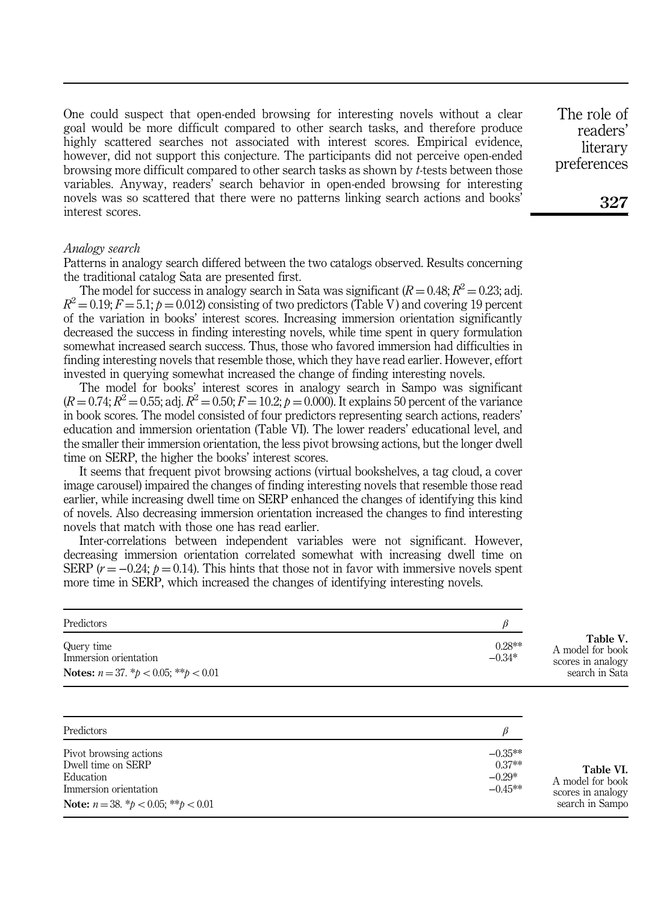One could suspect that open-ended browsing for interesting novels without a clear goal would be more difficult compared to other search tasks, and therefore produce highly scattered searches not associated with interest scores. Empirical evidence, however, did not support this conjecture. The participants did not perceive open-ended browsing more difficult compared to other search tasks as shown by *t*-tests between those variables. Anyway, readers' search behavior in open-ended browsing for interesting novels was so scattered that there were no patterns linking search actions and books' interest scores.

*Analogy search*

Patterns in analogy search differed between the two catalogs observed. Results concerning the traditional catalog Sata are presented first.

The model for success in analogy search in Sata was significant ($R = 0.48$; $R^2 = 0.23$; adj. $R^2 = 0.19$; $F = 5.1$; $p = 0.012$) consisting of two predictors (Table V) and covering 19 percent of the variation in books' interest scores. Increasing immersion orientation significantly decreased the success in finding interesting novels, while time spent in query formulation somewhat increased search success. Thus, those who favored immersion had difficulties in finding interesting novels that resemble those, which they have read earlier. However, effort invested in querying somewhat increased the change of finding interesting novels.

The model for books' interest scores in analogy search in Sampo was significant ($R = 0.74$; $R^2 = 0.55$; adj. $R^2 = 0.50$; $F = 10.2$; $p = 0.000$). It explains 50 percent of the variance in book scores. The model consisted of four predictors representing search actions, readers' education and immersion orientation (Table VI). The lower readers' educational level, and the smaller their immersion orientation, the less pivot browsing actions, but the longer dwell time on SERP, the higher the books' interest scores.

It seems that frequent pivot browsing actions (virtual bookshelves, a tag cloud, a cover image carousel) impaired the changes of finding interesting novels that resemble those read earlier, while increasing dwell time on SERP enhanced the changes of identifying this kind of novels. Also decreasing immersion orientation increased the changes to find interesting novels that match with those one has read earlier.

Inter-correlations between independent variables were not significant. However, decreasing immersion orientation correlated somewhat with increasing dwell time on SERP ($r = -0.24$; $p = 0.14$). This hints that those not in favor with immersive novels spent more time in SERP, which increased the changes of identifying interesting novels.

**Table V.** A model for book scores in analogy search in Sata

| Predictors | $\beta$ |
|---|---|
| Query time | 0.28** |
| Immersion orientation | −0.34* |

**Notes:** $n = 37$. * $p < 0.05$; ** $p < 0.01$

**Table VI.** A model for book scores in analogy search in Sampo

| Predictors | $\beta$ |
|---|---|
| Pivot browsing actions | −0.35** |
| Dwell time on SERP | 0.37** |
| Education | −0.29* |
| Immersion orientation | −0.45** |

**Note:** $n = 38$. * $p < 0.05$; ** $p < 0.01$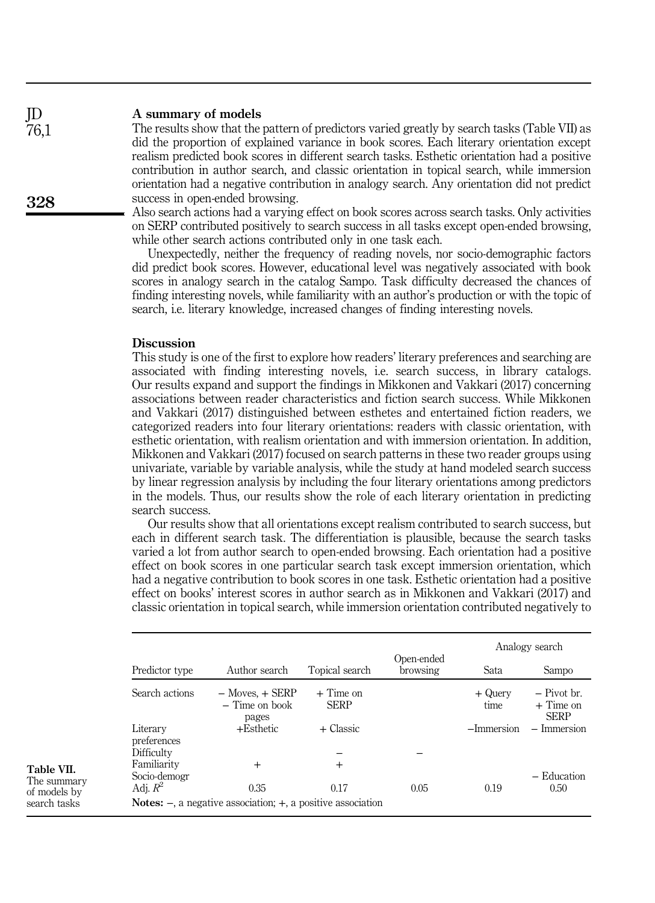### A summary of models

The results show that the pattern of predictors varied greatly by search tasks (Table VII) as did the proportion of explained variance in book scores. Each literary orientation except realism predicted book scores in different search tasks. Esthetic orientation had a positive contribution in author search, and classic orientation in topical search, while immersion orientation had a negative contribution in analogy search. Any orientation did not predict success in open-ended browsing.

Also search actions had a varying effect on book scores across search tasks. Only activities on SERP contributed positively to search success in all tasks except open-ended browsing, while other search actions contributed only in one task each.

Unexpectedly, neither the frequency of reading novels, nor socio-demographic factors did predict book scores. However, educational level was negatively associated with book scores in analogy search in the catalog Sampo. Task difficulty decreased the chances of finding interesting novels, while familiarity with an author's production or with the topic of search, i.e. literary knowledge, increased changes of finding interesting novels.

## Discussion

This study is one of the first to explore how readers' literary preferences and searching are associated with finding interesting novels, i.e. search success, in library catalogs. Our results expand and support the findings in Mikkonen and Vakkari (2017) concerning associations between reader characteristics and fiction search success. While Mikkonen and Vakkari (2017) distinguished between esthetes and entertained fiction readers, we categorized readers into four literary orientations: readers with classic orientation, with esthetic orientation, with realism orientation and with immersion orientation. In addition, Mikkonen and Vakkari (2017) focused on search patterns in these two reader groups using univariate, variable by variable analysis, while the study at hand modeled search success by linear regression analysis by including the four literary orientations among predictors in the models. Thus, our results show the role of each literary orientation in predicting search success.

Our results show that all orientations except realism contributed to search success, but each in different search task. The differentiation is plausible, because the search tasks varied a lot from author search to open-ended browsing. Each orientation had a positive effect on book scores in one particular search task except immersion orientation, which had a negative contribution to book scores in one task. Esthetic orientation had a positive effect on books' interest scores in author search as in Mikkonen and Vakkari (2017) and classic orientation in topical search, while immersion orientation contributed negatively to

**Table VII.** The summary of models by search tasks

| Predictor type | Author search | Topical search | Open-ended browsing | Analogy search | |
|---|---|---|---|---|---|
| | | | | Sata | Sampo |
| Search actions | – Moves, + SERP – Time on book pages | + Time on SERP | | + Query time | – Pivot br. + Time on SERP |
| Literary preferences | +Esthetic | + Classic | | –Immersion | – Immersion |
| Difficulty | | – | – | | |
| Familiarity | + | + | | | |
| Socio-demogr | | | | | – Education |
| Adj. $R^2$ | 0.35 | 0.17 | 0.05 | 0.19 | 0.50 |

**Notes:** –, a negative association; +, a positive association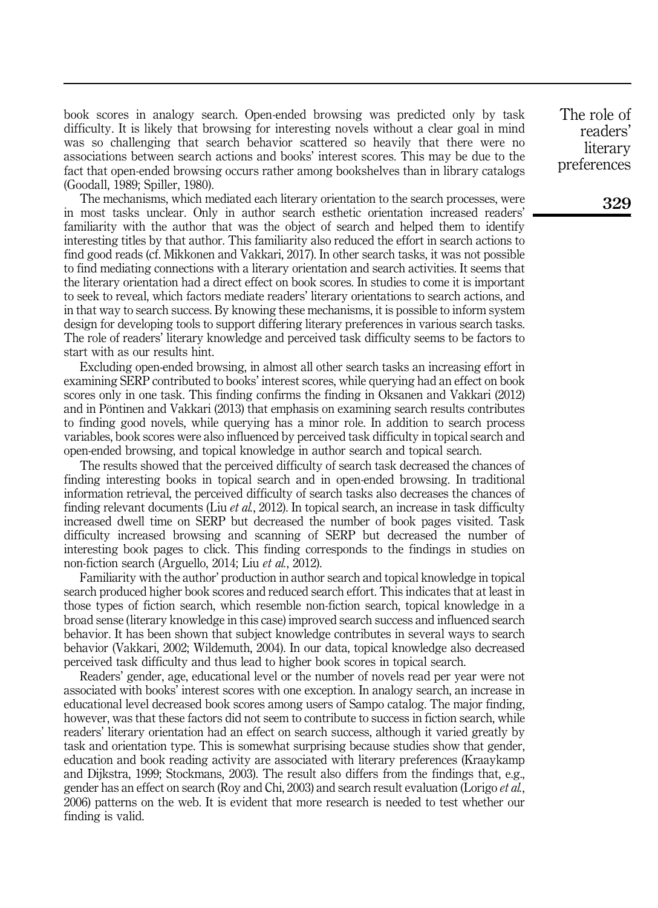book scores in analogy search. Open-ended browsing was predicted only by task difficulty. It is likely that browsing for interesting novels without a clear goal in mind was so challenging that search behavior scattered so heavily that there were no associations between search actions and books' interest scores. This may be due to the fact that open-ended browsing occurs rather among bookshelves than in library catalogs (Goodall, 1989; Spiller, 1980).

The mechanisms, which mediated each literary orientation to the search processes, were in most tasks unclear. Only in author search esthetic orientation increased readers' familiarity with the author that was the object of search and helped them to identify interesting titles by that author. This familiarity also reduced the effort in search actions to find good reads (cf. Mikkonen and Vakkari, 2017). In other search tasks, it was not possible to find mediating connections with a literary orientation and search activities. It seems that the literary orientation had a direct effect on book scores. In studies to come it is important to seek to reveal, which factors mediate readers' literary orientations to search actions, and in that way to search success. By knowing these mechanisms, it is possible to inform system design for developing tools to support differing literary preferences in various search tasks. The role of readers' literary knowledge and perceived task difficulty seems to be factors to start with as our results hint.

Excluding open-ended browsing, in almost all other search tasks an increasing effort in examining SERP contributed to books' interest scores, while querying had an effect on book scores only in one task. This finding confirms the finding in Oksanen and Vakkari (2012) and in Pöntinen and Vakkari (2013) that emphasis on examining search results contributes to finding good novels, while querying has a minor role. In addition to search process variables, book scores were also influenced by perceived task difficulty in topical search and open-ended browsing, and topical knowledge in author search and topical search.

The results showed that the perceived difficulty of search task decreased the chances of finding interesting books in topical search and in open-ended browsing. In traditional information retrieval, the perceived difficulty of search tasks also decreases the chances of finding relevant documents (Liu *et al.*, 2012). In topical search, an increase in task difficulty increased dwell time on SERP but decreased the number of book pages visited. Task difficulty increased browsing and scanning of SERP but decreased the number of interesting book pages to click. This finding corresponds to the findings in studies on non-fiction search (Arguello, 2014; Liu *et al.*, 2012).

Familiarity with the author' production in author search and topical knowledge in topical search produced higher book scores and reduced search effort. This indicates that at least in those types of fiction search, which resemble non-fiction search, topical knowledge in a broad sense (literary knowledge in this case) improved search success and influenced search behavior. It has been shown that subject knowledge contributes in several ways to search behavior (Vakkari, 2002; Wildemuth, 2004). In our data, topical knowledge also decreased perceived task difficulty and thus lead to higher book scores in topical search.

Readers' gender, age, educational level or the number of novels read per year were not associated with books' interest scores with one exception. In analogy search, an increase in educational level decreased book scores among users of Sampo catalog. The major finding, however, was that these factors did not seem to contribute to success in fiction search, while readers' literary orientation had an effect on search success, although it varied greatly by task and orientation type. This is somewhat surprising because studies show that gender, education and book reading activity are associated with literary preferences (Kraaykamp and Dijkstra, 1999; Stockmans, 2003). The result also differs from the findings that, e.g., gender has an effect on search (Roy and Chi, 2003) and search result evaluation (Lorigo *et al.*, 2006) patterns on the web. It is evident that more research is needed to test whether our finding is valid.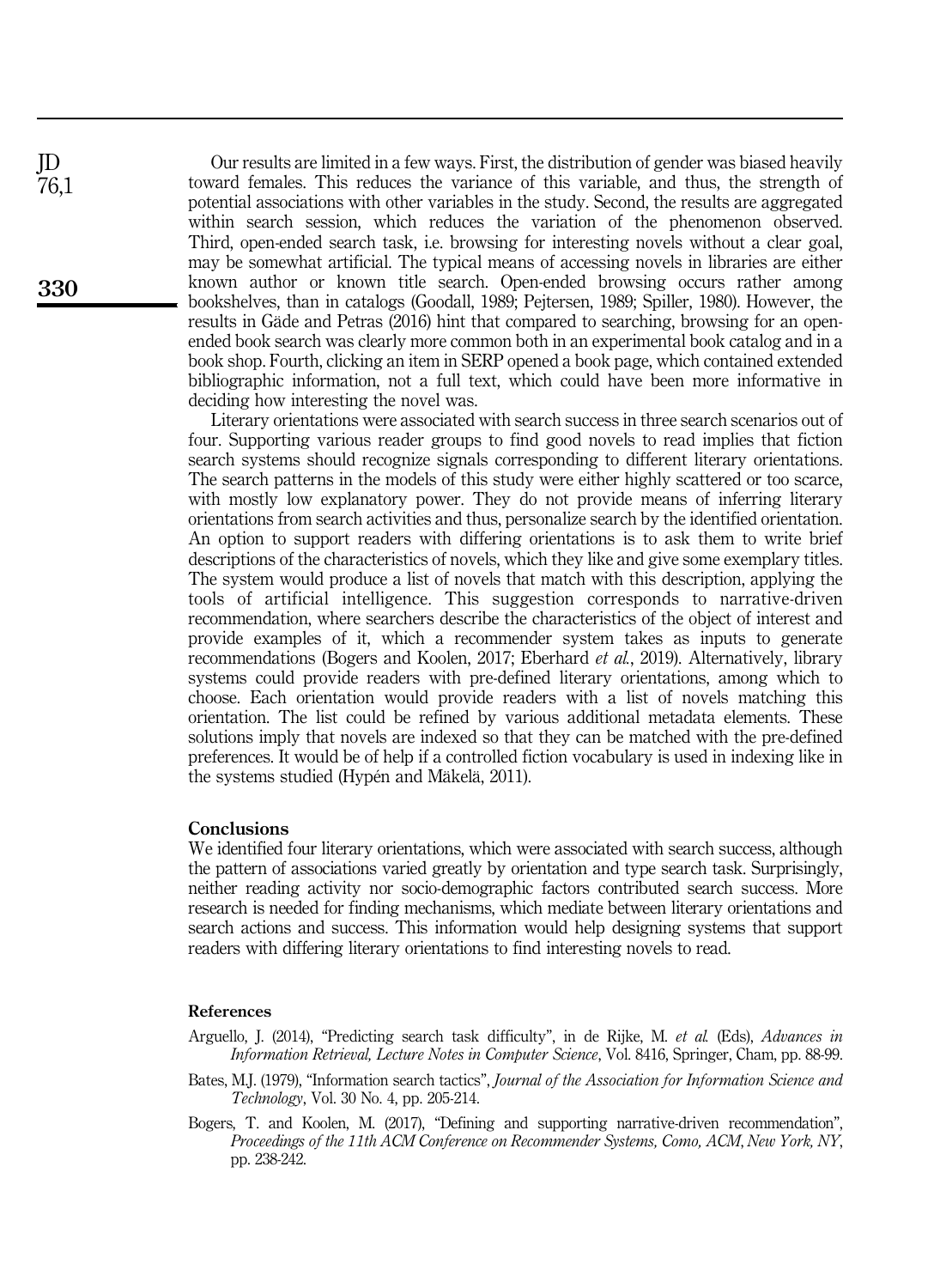Our results are limited in a few ways. First, the distribution of gender was biased heavily toward females. This reduces the variance of this variable, and thus, the strength of potential associations with other variables in the study. Second, the results are aggregated within search session, which reduces the variation of the phenomenon observed. Third, open-ended search task, i.e. browsing for interesting novels without a clear goal, may be somewhat artificial. The typical means of accessing novels in libraries are either known author or known title search. Open-ended browsing occurs rather among bookshelves, than in catalogs (Goodall, 1989; Pejtersen, 1989; Spiller, 1980). However, the results in Gäde and Petras (2016) hint that compared to searching, browsing for an open-ended book search was clearly more common both in an experimental book catalog and in a book shop. Fourth, clicking an item in SERP opened a book page, which contained extended bibliographic information, not a full text, which could have been more informative in deciding how interesting the novel was.

Literary orientations were associated with search success in three search scenarios out of four. Supporting various reader groups to find good novels to read implies that fiction search systems should recognize signals corresponding to different literary orientations. The search patterns in the models of this study were either highly scattered or too scarce, with mostly low explanatory power. They do not provide means of inferring literary orientations from search activities and thus, personalize search by the identified orientation. An option to support readers with differing orientations is to ask them to write brief descriptions of the characteristics of novels, which they like and give some exemplary titles. The system would produce a list of novels that match with this description, applying the tools of artificial intelligence. This suggestion corresponds to narrative-driven recommendation, where searchers describe the characteristics of the object of interest and provide examples of it, which a recommender system takes as inputs to generate recommendations (Bogers and Koolen, 2017; Eberhard *et al.*, 2019). Alternatively, library systems could provide readers with pre-defined literary orientations, among which to choose. Each orientation would provide readers with a list of novels matching this orientation. The list could be refined by various additional metadata elements. These solutions imply that novels are indexed so that they can be matched with the pre-defined preferences. It would be of help if a controlled fiction vocabulary is used in indexing like in the systems studied (Hypén and Mäkelä, 2011).

## Conclusions

We identified four literary orientations, which were associated with search success, although the pattern of associations varied greatly by orientation and type search task. Surprisingly, neither reading activity nor socio-demographic factors contributed search success. More research is needed for finding mechanisms, which mediate between literary orientations and search actions and success. This information would help designing systems that support readers with differing literary orientations to find interesting novels to read.

## References

Arguello, J. (2014), "Predicting search task difficulty", in de Rijke, M. *et al.* (Eds), *Advances in Information Retrieval, Lecture Notes in Computer Science*, Vol. 8416, Springer, Cham, pp. 88-99.

Bates, M.J. (1979), "Information search tactics", *Journal of the Association for Information Science and Technology*, Vol. 30 No. 4, pp. 205-214.

Bogers, T. and Koolen, M. (2017), "Defining and supporting narrative-driven recommendation", *Proceedings of the 11th ACM Conference on Recommender Systems, Como, ACM, New York, NY*, pp. 238-242.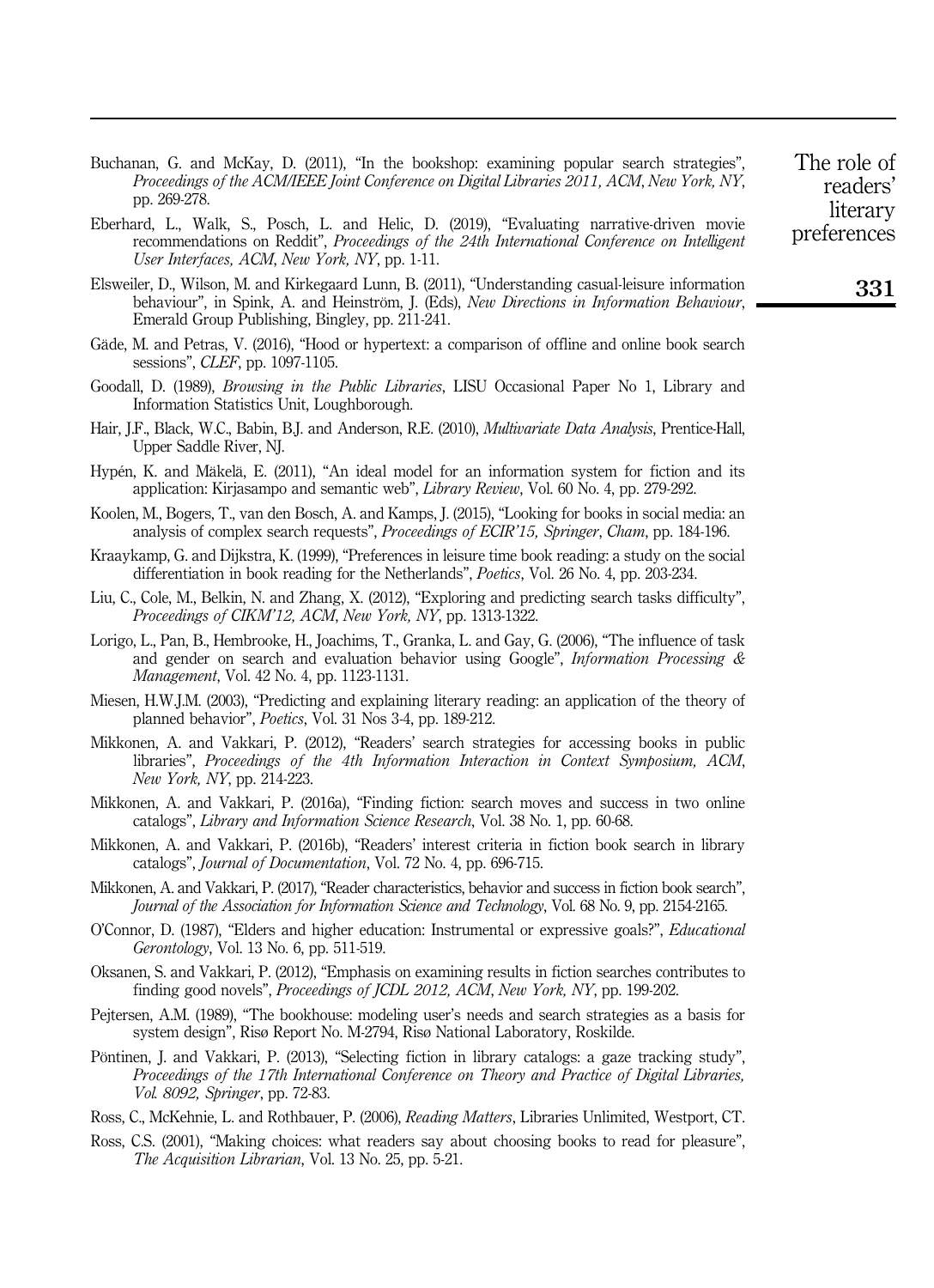Buchanan, G. and McKay, D. (2011), "In the bookshop: examining popular search strategies", *Proceedings of the ACM/IEEE Joint Conference on Digital Libraries 2011, ACM, New York, NY*, pp. 269-278.

Eberhard, L., Walk, S., Posch, L. and Helic, D. (2019), "Evaluating narrative-driven movie recommendations on Reddit", *Proceedings of the 24th International Conference on Intelligent User Interfaces, ACM, New York, NY*, pp. 1-11.

Elsweiler, D., Wilson, M. and Kirkegaard Lunn, B. (2011), "Understanding casual-leisure information behaviour", in Spink, A. and Heinström, J. (Eds), *New Directions in Information Behaviour*, Emerald Group Publishing, Bingley, pp. 211-241.

Gäde, M. and Petras, V. (2016), "Hood or hypertext: a comparison of offline and online book search sessions", *CLEF*, pp. 1097-1105.

Goodall, D. (1989), *Browsing in the Public Libraries*, LISU Occasional Paper No 1, Library and Information Statistics Unit, Loughborough.

Hair, J.F., Black, W.C., Babin, B.J. and Anderson, R.E. (2010), *Multivariate Data Analysis*, Prentice-Hall, Upper Saddle River, NJ.

Hypén, K. and Mäkelä, E. (2011), "An ideal model for an information system for fiction and its application: Kirjasampo and semantic web", *Library Review*, Vol. 60 No. 4, pp. 279-292.

Koolen, M., Bogers, T., van den Bosch, A. and Kamps, J. (2015), "Looking for books in social media: an analysis of complex search requests", *Proceedings of ECIR'15, Springer, Cham*, pp. 184-196.

Kraaykamp, G. and Dijkstra, K. (1999), "Preferences in leisure time book reading: a study on the social differentiation in book reading for the Netherlands", *Poetics*, Vol. 26 No. 4, pp. 203-234.

Liu, C., Cole, M., Belkin, N. and Zhang, X. (2012), "Exploring and predicting search tasks difficulty", *Proceedings of CIKM'12, ACM, New York, NY*, pp. 1313-1322.

Lorigo, L., Pan, B., Hembrooke, H., Joachims, T., Granka, L. and Gay, G. (2006), "The influence of task and gender on search and evaluation behavior using Google", *Information Processing & Management*, Vol. 42 No. 4, pp. 1123-1131.

Miesen, H.W.J.M. (2003), "Predicting and explaining literary reading: an application of the theory of planned behavior", *Poetics*, Vol. 31 Nos 3-4, pp. 189-212.

Mikkonen, A. and Vakkari, P. (2012), "Readers' search strategies for accessing books in public libraries", *Proceedings of the 4th Information Interaction in Context Symposium, ACM, New York, NY*, pp. 214-223.

Mikkonen, A. and Vakkari, P. (2016a), "Finding fiction: search moves and success in two online catalogs", *Library and Information Science Research*, Vol. 38 No. 1, pp. 60-68.

Mikkonen, A. and Vakkari, P. (2016b), "Readers' interest criteria in fiction book search in library catalogs", *Journal of Documentation*, Vol. 72 No. 4, pp. 696-715.

Mikkonen, A. and Vakkari, P. (2017), "Reader characteristics, behavior and success in fiction book search", *Journal of the Association for Information Science and Technology*, Vol. 68 No. 9, pp. 2154-2165.

O'Connor, D. (1987), "Elders and higher education: Instrumental or expressive goals?", *Educational Gerontology*, Vol. 13 No. 6, pp. 511-519.

Oksanen, S. and Vakkari, P. (2012), "Emphasis on examining results in fiction searches contributes to finding good novels", *Proceedings of JCDL 2012, ACM, New York, NY*, pp. 199-202.

Pejtersen, A.M. (1989), "The bookhouse: modeling user's needs and search strategies as a basis for system design", Risø Report No. M-2794, Risø National Laboratory, Roskilde.

Pöntinen, J. and Vakkari, P. (2013), "Selecting fiction in library catalogs: a gaze tracking study", *Proceedings of the 17th International Conference on Theory and Practice of Digital Libraries, Vol. 8092, Springer*, pp. 72-83.

Ross, C., McKehnie, L. and Rothbauer, P. (2006), *Reading Matters*, Libraries Unlimited, Westport, CT.

Ross, C.S. (2001), "Making choices: what readers say about choosing books to read for pleasure", *The Acquisition Librarian*, Vol. 13 No. 25, pp. 5-21.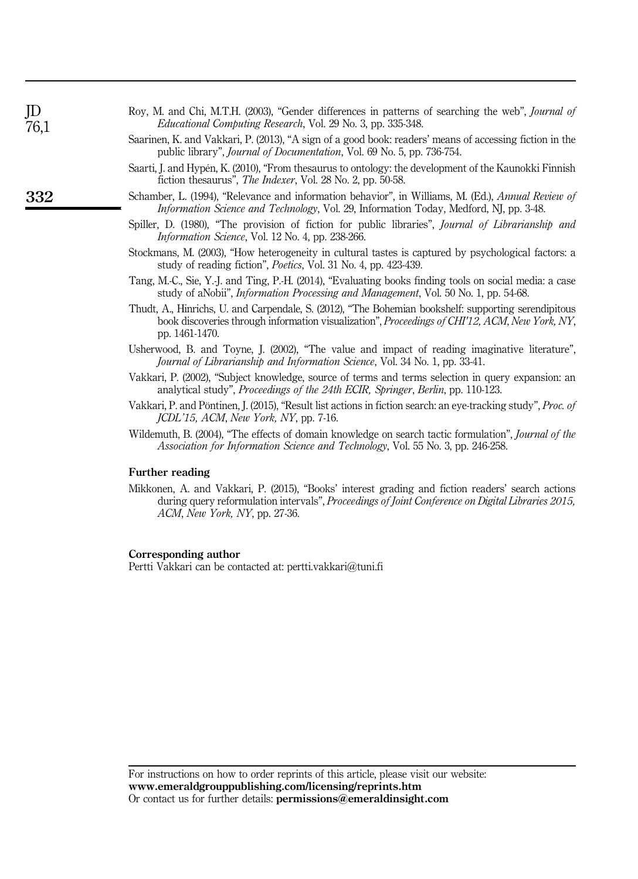Roy, M. and Chi, M.T.H. (2003), "Gender differences in patterns of searching the web", *Journal of Educational Computing Research*, Vol. 29 No. 3, pp. 335-348.

Saarinen, K. and Vakkari, P. (2013), "A sign of a good book: readers' means of accessing fiction in the public library", *Journal of Documentation*, Vol. 69 No. 5, pp. 736-754.

Saarti, J. and Hypén, K. (2010), "From thesaurus to ontology: the development of the Kaunokki Finnish fiction thesaurus", *The Indexer*, Vol. 28 No. 2, pp. 50-58.

Schamber, L. (1994), "Relevance and information behavior", in Williams, M. (Ed.), *Annual Review of Information Science and Technology*, Vol. 29, Information Today, Medford, NJ, pp. 3-48.

Spiller, D. (1980), "The provision of fiction for public libraries", *Journal of Librarianship and Information Science*, Vol. 12 No. 4, pp. 238-266.

Stockmans, M. (2003), "How heterogeneity in cultural tastes is captured by psychological factors: a study of reading fiction", *Poetics*, Vol. 31 No. 4, pp. 423-439.

Tang, M.-C., Sie, Y.-J. and Ting, P.-H. (2014), "Evaluating books finding tools on social media: a case study of aNobii", *Information Processing and Management*, Vol. 50 No. 1, pp. 54-68.

Thudt, A., Hinrichs, U. and Carpendale, S. (2012), "The Bohemian bookshelf: supporting serendipitous book discoveries through information visualization", *Proceedings of CHI'12, ACM, New York, NY*, pp. 1461-1470.

Usherwood, B. and Toyne, J. (2002), "The value and impact of reading imaginative literature", *Journal of Librarianship and Information Science*, Vol. 34 No. 1, pp. 33-41.

Vakkari, P. (2002), "Subject knowledge, source of terms and terms selection in query expansion: an analytical study", *Proceedings of the 24th ECIR, Springer, Berlin*, pp. 110-123.

Vakkari, P. and Pöntinen, J. (2015), "Result list actions in fiction search: an eye-tracking study", *Proc. of JCDL'15, ACM, New York, NY*, pp. 7-16.

Wildemuth, B. (2004), "The effects of domain knowledge on search tactic formulation", *Journal of the Association for Information Science and Technology*, Vol. 55 No. 3, pp. 246-258.

## Further reading

Mikkonen, A. and Vakkari, P. (2015), "Books' interest grading and fiction readers' search actions during query reformulation intervals", *Proceedings of Joint Conference on Digital Libraries 2015, ACM, New York, NY*, pp. 27-36.

## Corresponding author

Pertti Vakkari can be contacted at: pertti.vakkari@tuni.fi

For instructions on how to order reprints of this article, please visit our website:
**www.emeraldgrouppublishing.com/licensing/reprints.htm**
Or contact us for further details: **permissions@emeraldinsight.com**